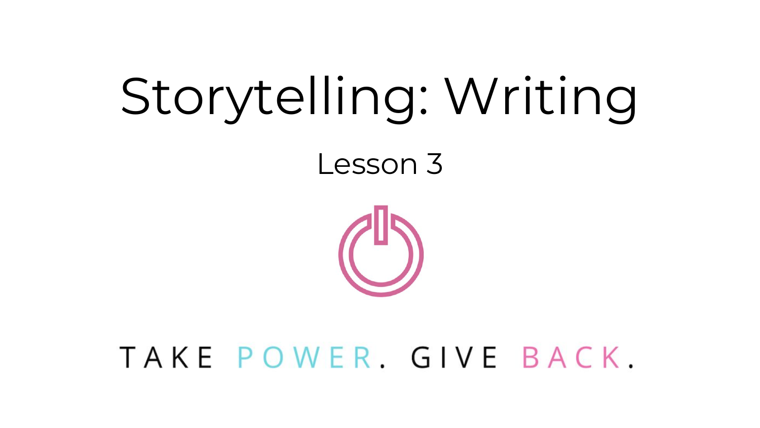# Storytelling: Writing

## Lesson 3

TAKE POWER. GIVE BACK.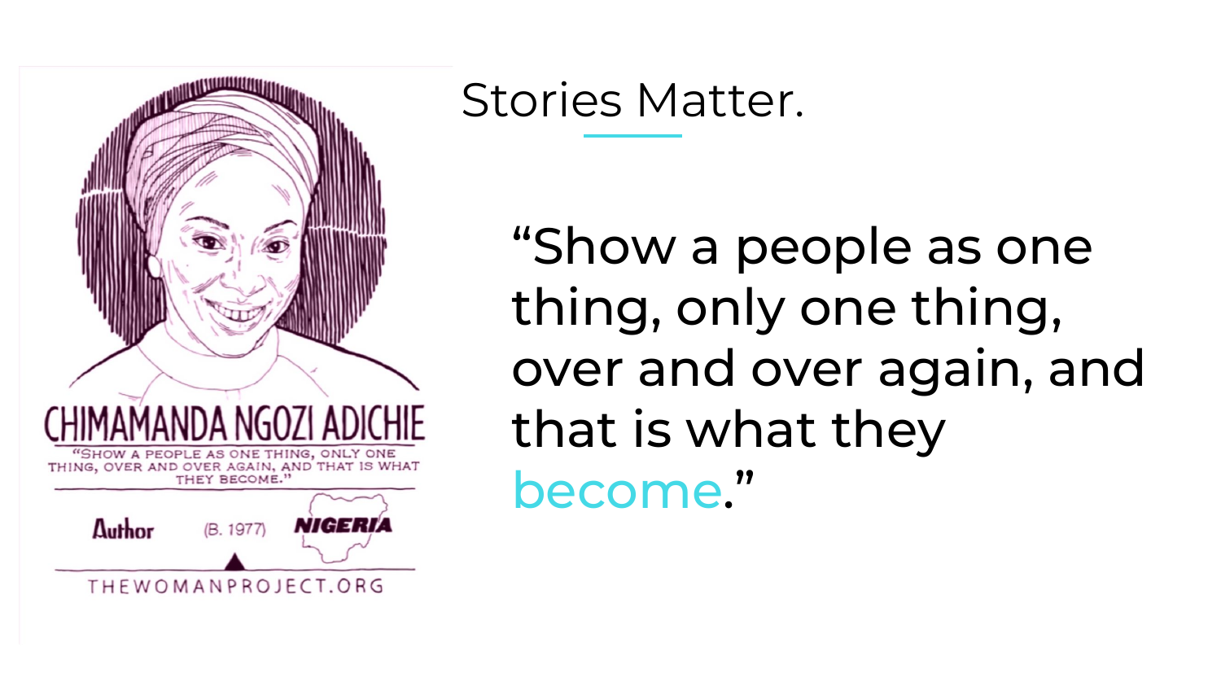CHIMAMANDA NGOZI ADICHIE

"SHOW A PEOPLE AS ONE THING, ONLY ONE THING, OVER AND OVER AGAIN, AND THAT IS WHAT THEY BECOME."

Author (B. 1977) NIGERIA

THEWOMANPROJECT.ORG

# Stories Matter.

"Show a people as one thing, only one thing, over and over again, and that is what they become."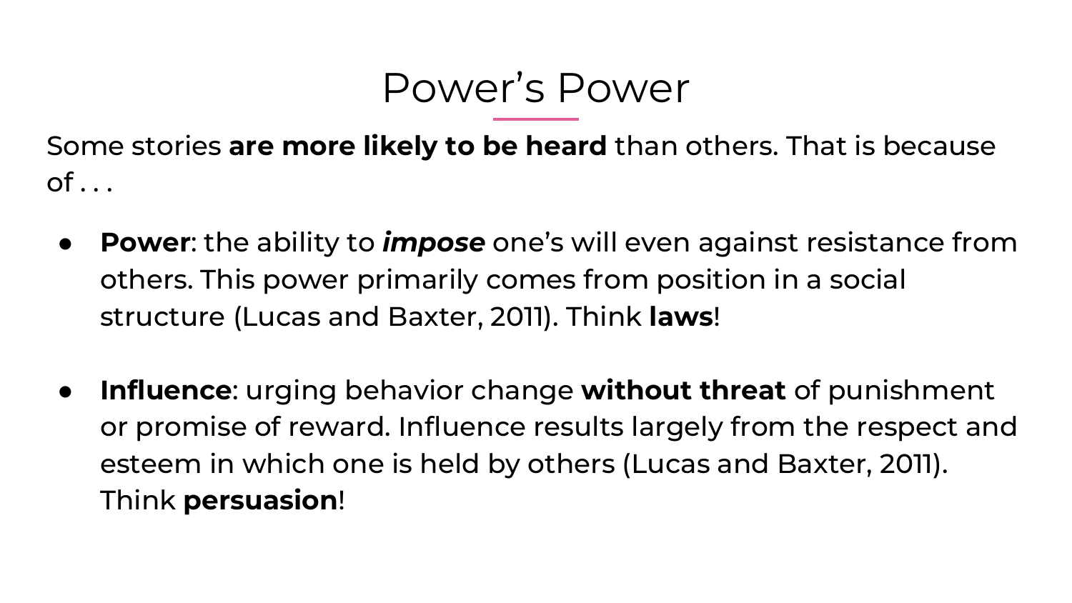# Power’s Power

Some stories **are more likely to be heard** than others. That is because of . . .

- **Power**: the ability to ***impose*** one’s will even against resistance from others. This power primarily comes from position in a social structure (Lucas and Baxter, 2011). Think **laws**!

- **Influence**: urging behavior change **without threat** of punishment or promise of reward. Influence results largely from the respect and esteem in which one is held by others (Lucas and Baxter, 2011). Think **persuasion**!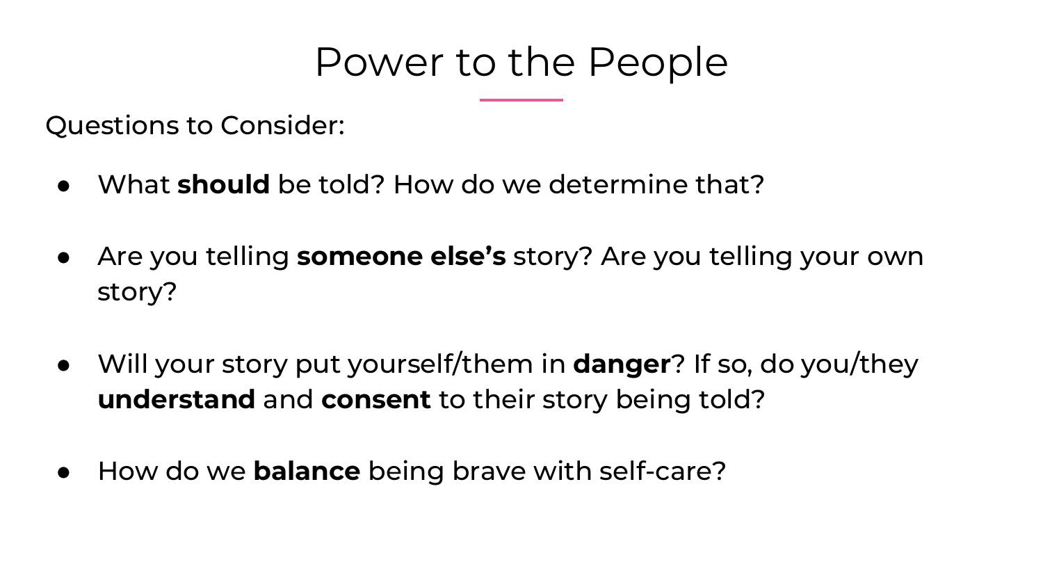# Power to the People

Questions to Consider:

- What **should** be told? How do we determine that?
- Are you telling **someone else's** story? Are you telling your own story?
- Will your story put yourself/them in **danger**? If so, do you/they **understand** and **consent** to their story being told?
- How do we **balance** being brave with self-care?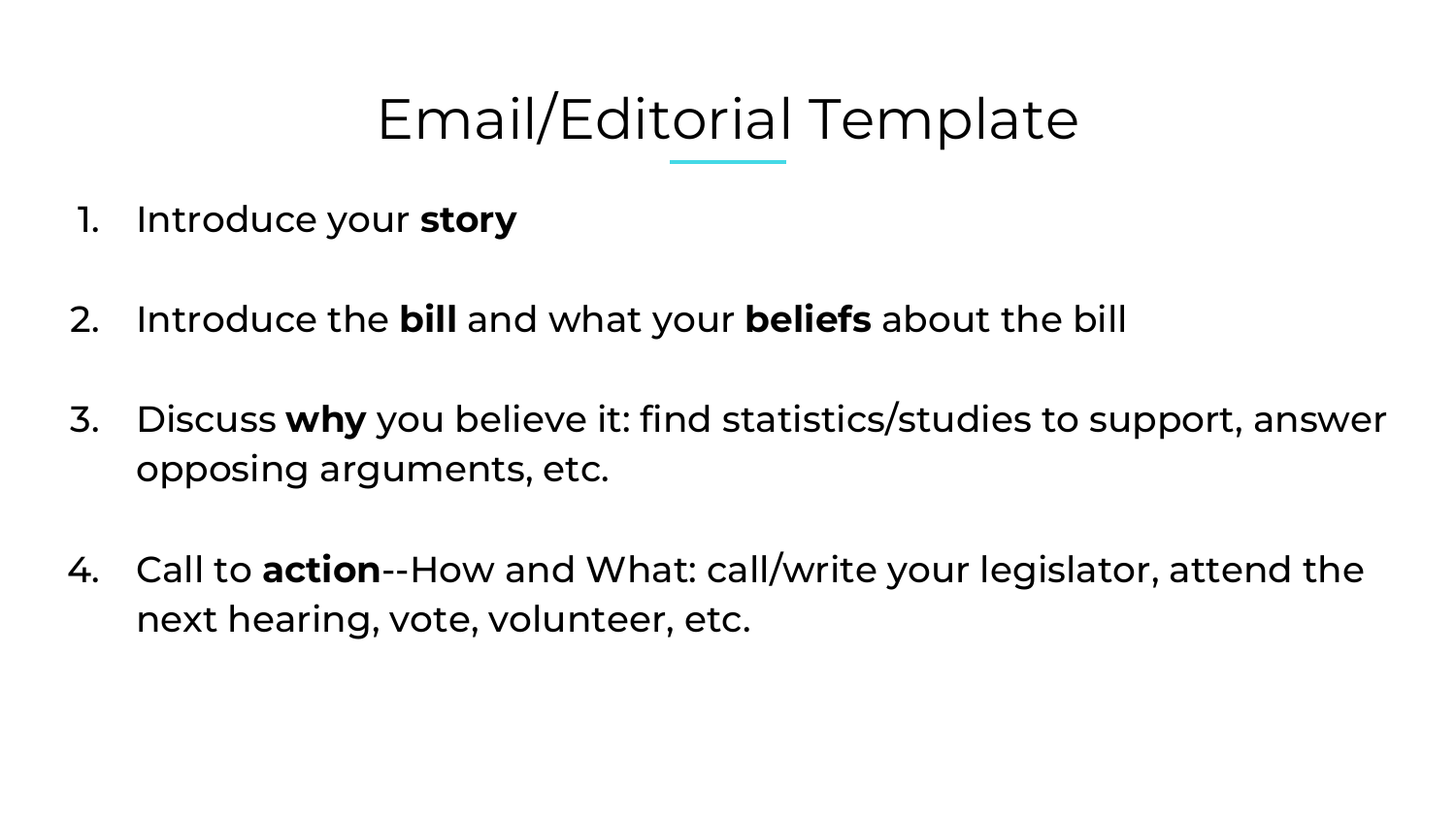# Email/Editorial Template

1. Introduce your **story**
2. Introduce the **bill** and what your **beliefs** about the bill
3. Discuss **why** you believe it: find statistics/studies to support, answer opposing arguments, etc.
4. Call to **action**--How and What: call/write your legislator, attend the next hearing, vote, volunteer, etc.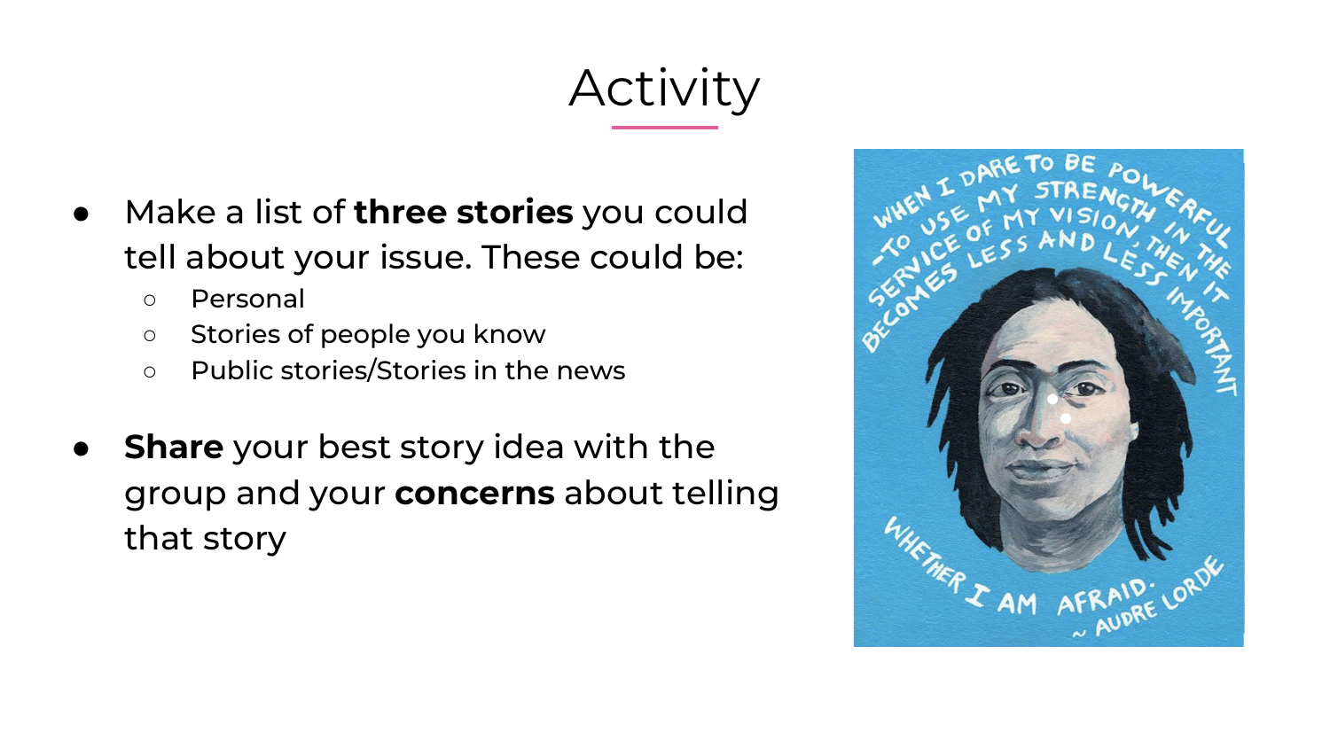# Activity

- Make a list of **three stories** you could tell about your issue. These could be:
  - Personal
  - Stories of people you know
  - Public stories/Stories in the news

- **Share** your best story idea with the group and your **concerns** about telling that story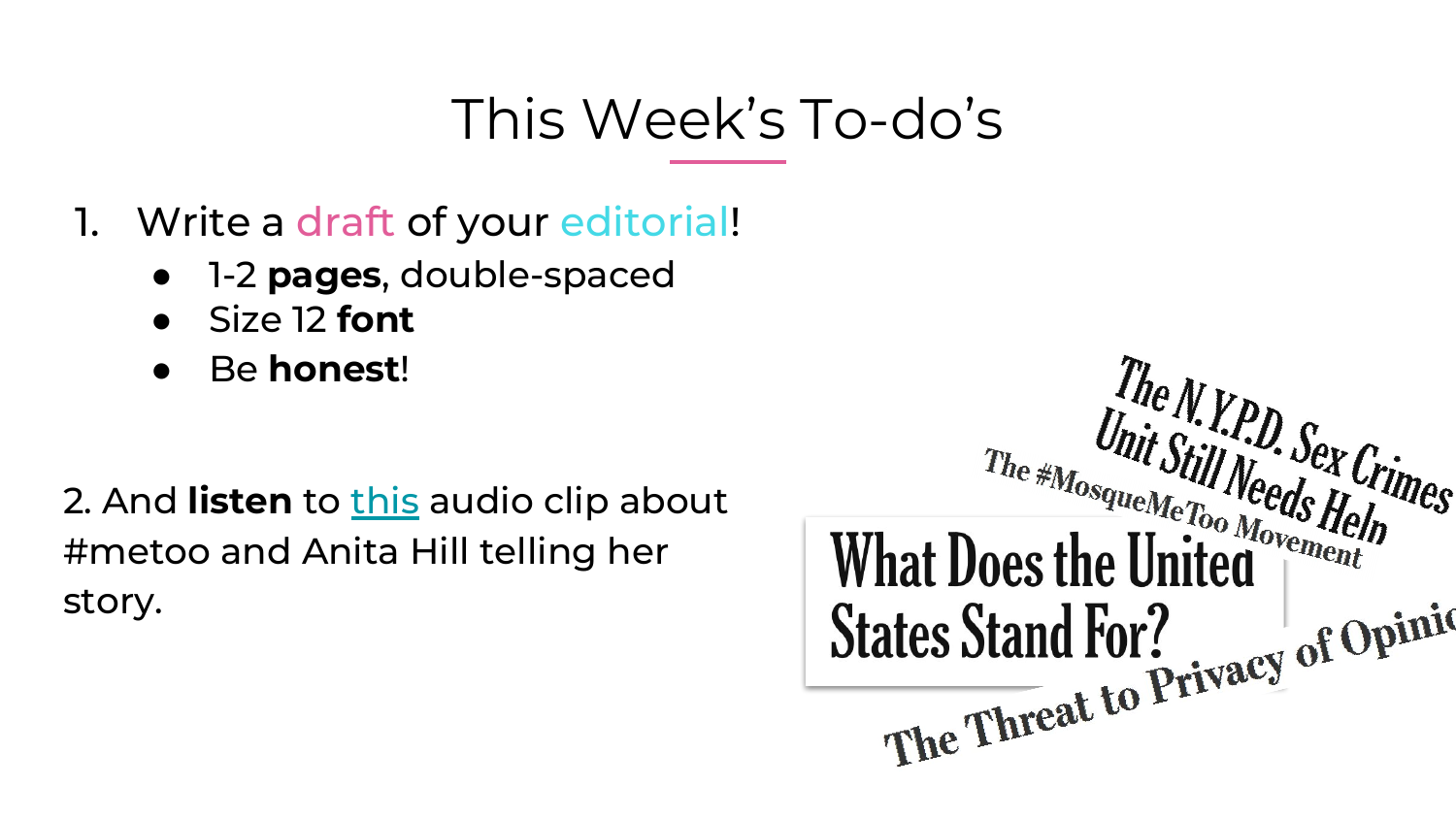# This Week's To-do's

1. Write a draft of your editorial!
   - 1-2 **pages**, double-spaced
   - Size 12 **font**
   - Be **honest**!

2. And **listen** to this audio clip about #metoo and Anita Hill telling her story.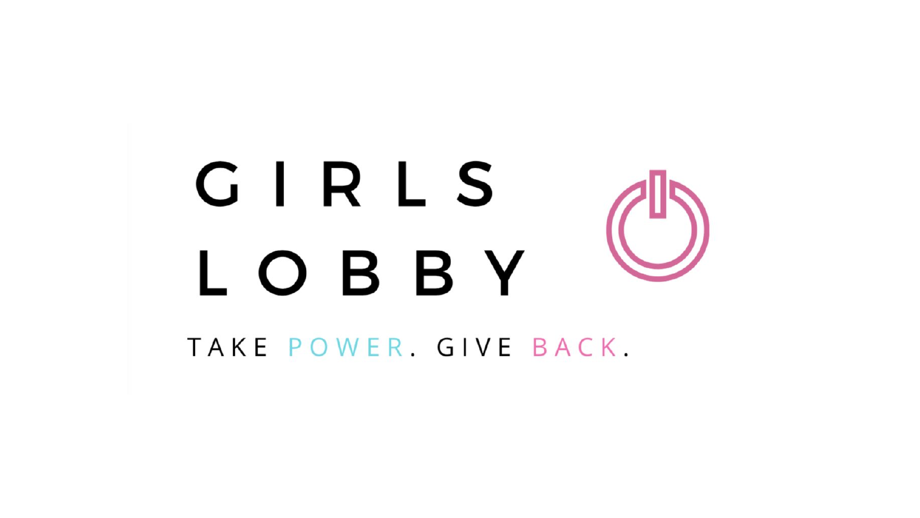# GIRLS LOBBY

TAKE POWER. GIVE BACK.